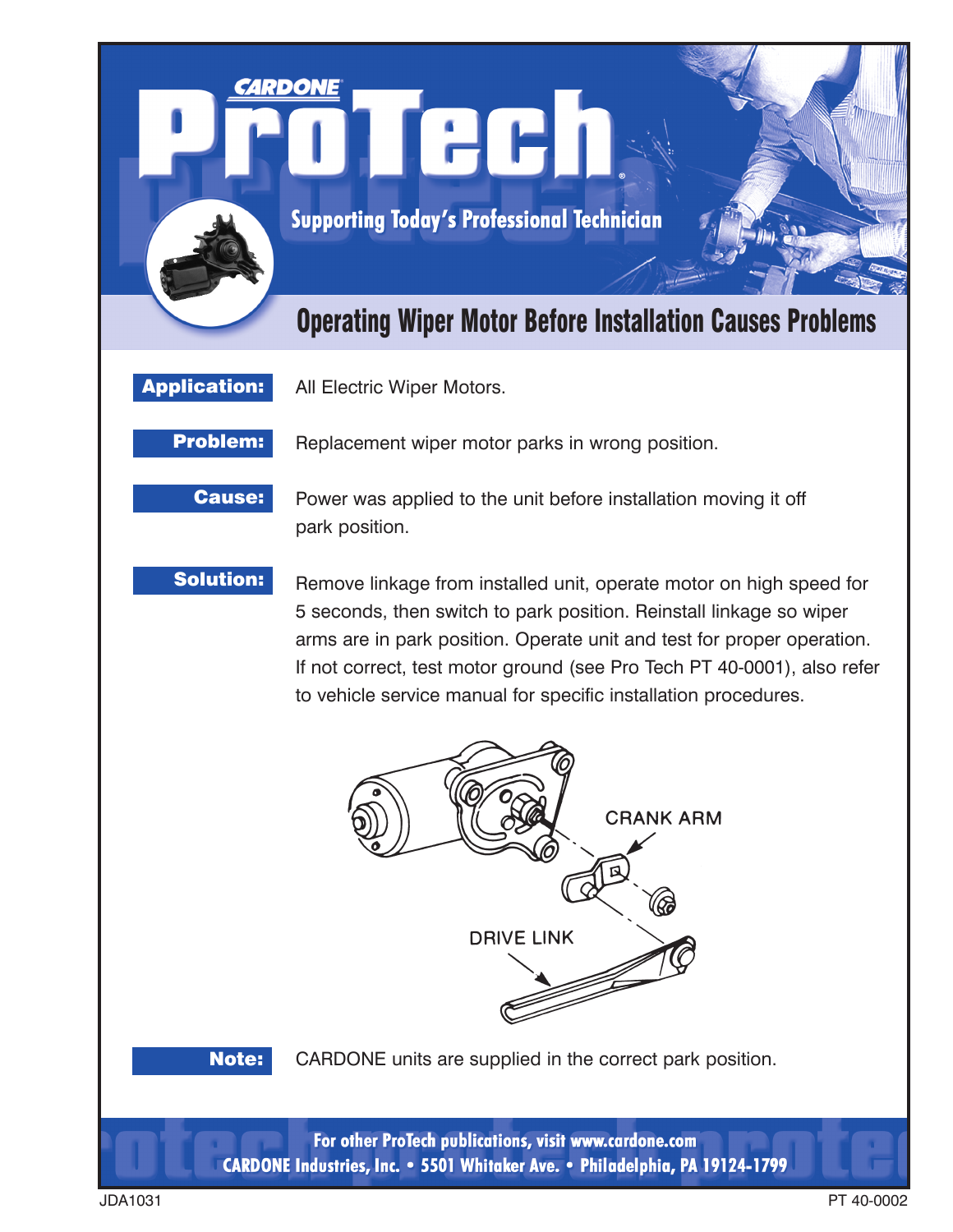CARDONE

# ProTech

Supporting Today's Professional Technician

## Operating Wiper Motor Before Installation Causes Problems

**Application:** All Electric Wiper Motors.

**Problem:** Replacement wiper motor parks in wrong position.

**Cause:** Power was applied to the unit before installation moving it off park position.

**Solution:** Remove linkage from installed unit, operate motor on high speed for 5 seconds, then switch to park position. Reinstall linkage so wiper arms are in park position. Operate unit and test for proper operation. If not correct, test motor ground (see Pro Tech PT 40-0001), also refer to vehicle service manual for specific installation procedures.

CRANK ARM

DRIVE LINK

**Note:** CARDONE units are supplied in the correct park position.

For other ProTech publications, visit www.cardone.com

CARDONE Industries, Inc. • 5501 Whitaker Ave. • Philadelphia, PA 19124-1799

JDA1031

PT 40-0002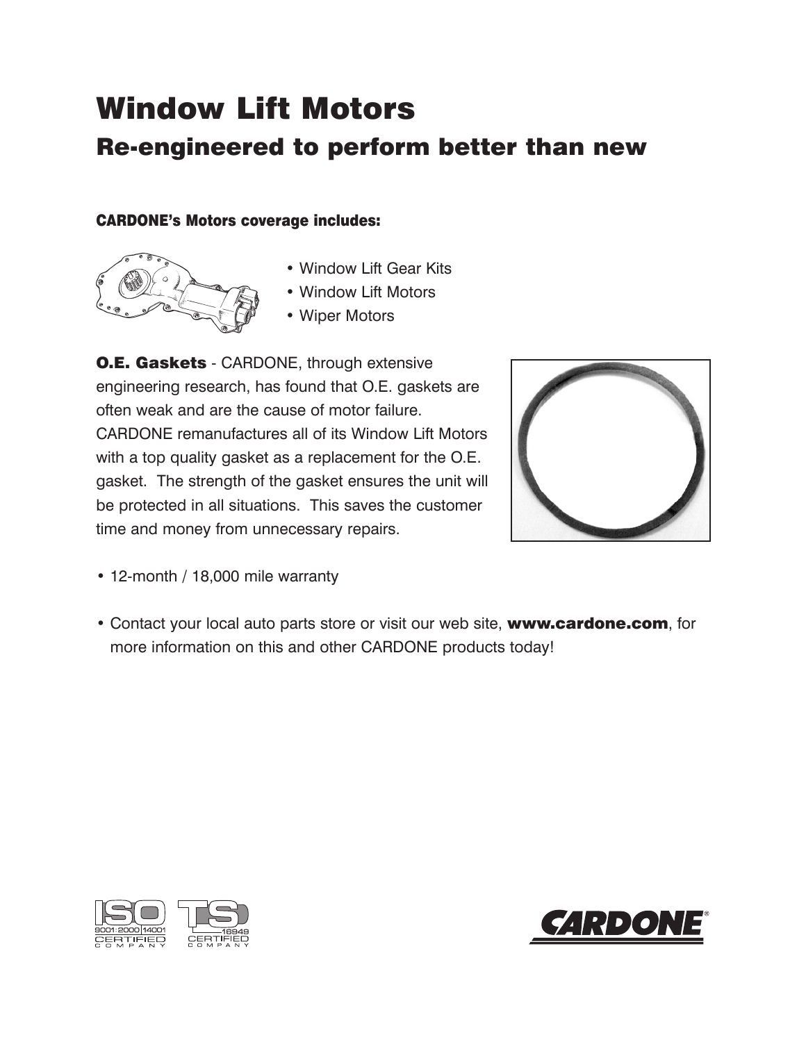# Window Lift Motors

## Re-engineered to perform better than new

**CARDONE's Motors coverage includes:**

- Window Lift Gear Kits
- Window Lift Motors
- Wiper Motors

**O.E. Gaskets** - CARDONE, through extensive engineering research, has found that O.E. gaskets are often weak and are the cause of motor failure. CARDONE remanufactures all of its Window Lift Motors with a top quality gasket as a replacement for the O.E. gasket. The strength of the gasket ensures the unit will be protected in all situations. This saves the customer time and money from unnecessary repairs.

- 12-month / 18,000 mile warranty
- Contact your local auto parts store or visit our web site, **www.cardone.com**, for more information on this and other CARDONE products today!

ISO 9001:2000 14001 CERTIFIED COMPANY

TS 16949 CERTIFIED COMPANY

CARDONE®